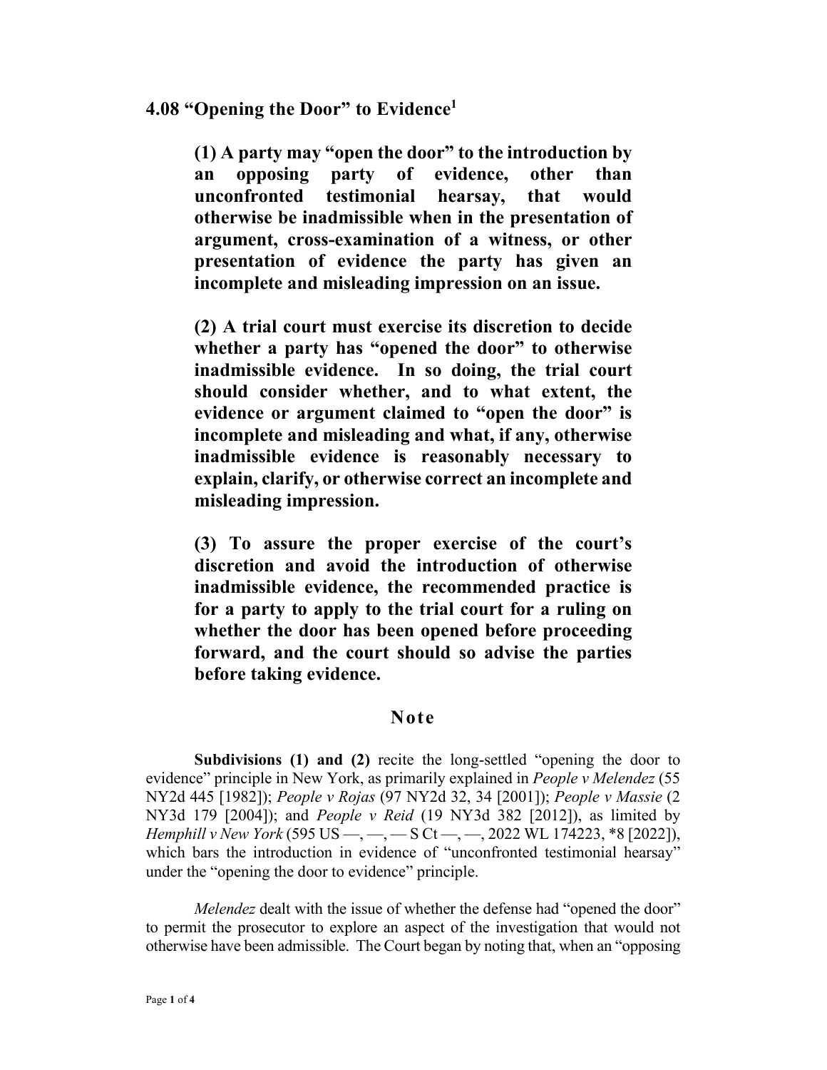## 4.08 "Opening the Door" to Evidence[1]

**(1) A party may "open the door" to the introduction by an opposing party of evidence, other than unconfronted testimonial hearsay, that would otherwise be inadmissible when in the presentation of argument, cross-examination of a witness, or other presentation of evidence the party has given an incomplete and misleading impression on an issue.**

**(2) A trial court must exercise its discretion to decide whether a party has "opened the door" to otherwise inadmissible evidence. In so doing, the trial court should consider whether, and to what extent, the evidence or argument claimed to "open the door" is incomplete and misleading and what, if any, otherwise inadmissible evidence is reasonably necessary to explain, clarify, or otherwise correct an incomplete and misleading impression.**

**(3) To assure the proper exercise of the court's discretion and avoid the introduction of otherwise inadmissible evidence, the recommended practice is for a party to apply to the trial court for a ruling on whether the door has been opened before proceeding forward, and the court should so advise the parties before taking evidence.**

### Note

**Subdivisions (1) and (2)** recite the long-settled "opening the door to evidence" principle in New York, as primarily explained in *People v Melendez* (55 NY2d 445 [1982]); *People v Rojas* (97 NY2d 32, 34 [2001]); *People v Massie* (2 NY3d 179 [2004]); and *People v Reid* (19 NY3d 382 [2012]), as limited by *Hemphill v New York* (595 US —, —, — S Ct —, —, 2022 WL 174223, *8 [2022]), which bars the introduction in evidence of "unconfronted testimonial hearsay" under the "opening the door to evidence" principle.

*Melendez* dealt with the issue of whether the defense had "opened the door" to permit the prosecutor to explore an aspect of the investigation that would not otherwise have been admissible. The Court began by noting that, when an "opposing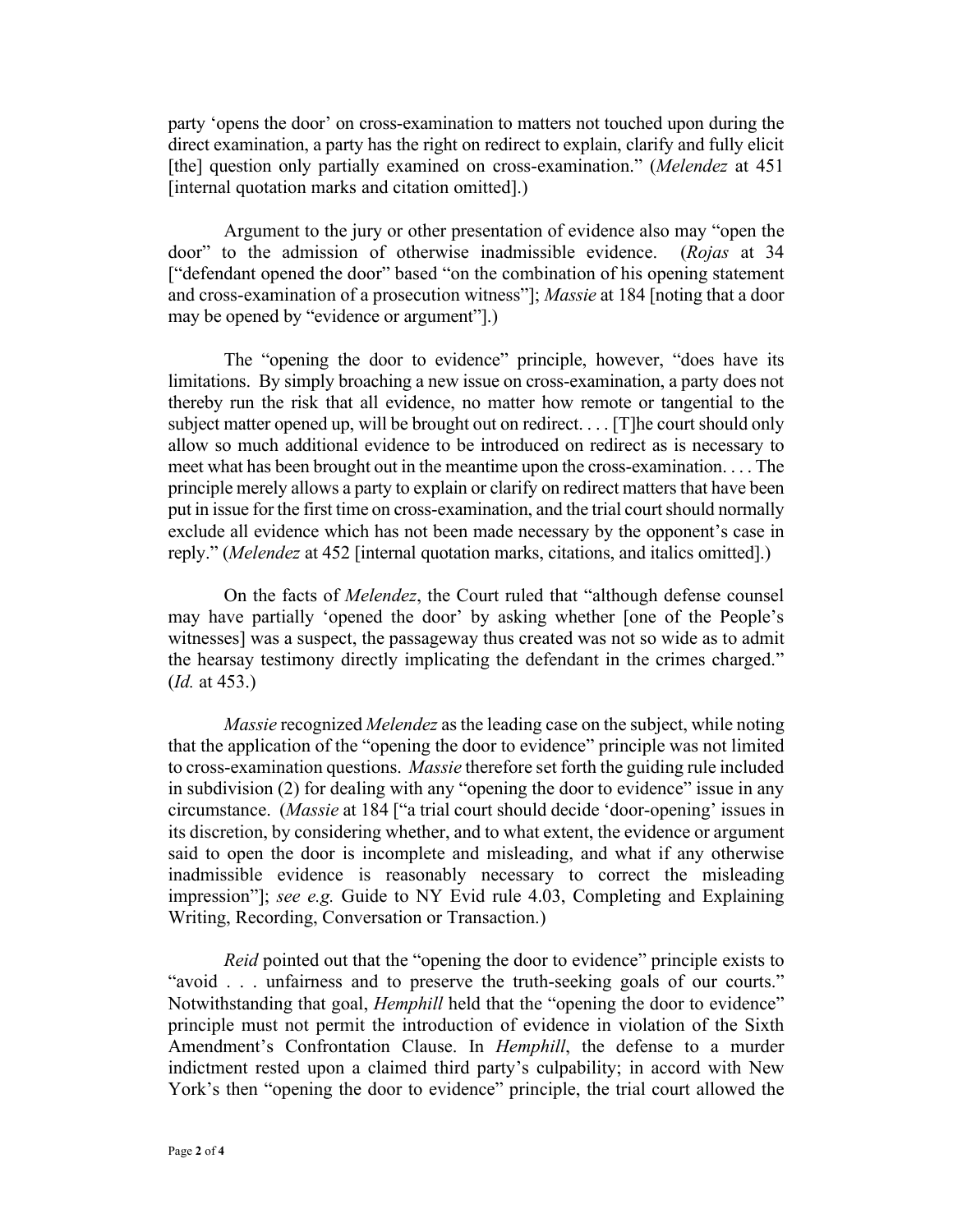party 'opens the door' on cross-examination to matters not touched upon during the direct examination, a party has the right on redirect to explain, clarify and fully elicit [the] question only partially examined on cross-examination." (*Melendez* at 451 [internal quotation marks and citation omitted].)

Argument to the jury or other presentation of evidence also may "open the door" to the admission of otherwise inadmissible evidence. (*Rojas* at 34 ["defendant opened the door" based "on the combination of his opening statement and cross-examination of a prosecution witness"]; *Massie* at 184 [noting that a door may be opened by "evidence or argument"].)

The "opening the door to evidence" principle, however, "does have its limitations. By simply broaching a new issue on cross-examination, a party does not thereby run the risk that all evidence, no matter how remote or tangential to the subject matter opened up, will be brought out on redirect. . . . [T]he court should only allow so much additional evidence to be introduced on redirect as is necessary to meet what has been brought out in the meantime upon the cross-examination. . . . The principle merely allows a party to explain or clarify on redirect matters that have been put in issue for the first time on cross-examination, and the trial court should normally exclude all evidence which has not been made necessary by the opponent's case in reply." (*Melendez* at 452 [internal quotation marks, citations, and italics omitted].)

On the facts of *Melendez*, the Court ruled that "although defense counsel may have partially 'opened the door' by asking whether [one of the People's witnesses] was a suspect, the passageway thus created was not so wide as to admit the hearsay testimony directly implicating the defendant in the crimes charged." (*Id.* at 453.)

*Massie* recognized *Melendez* as the leading case on the subject, while noting that the application of the "opening the door to evidence" principle was not limited to cross-examination questions. *Massie* therefore set forth the guiding rule included in subdivision (2) for dealing with any "opening the door to evidence" issue in any circumstance. (*Massie* at 184 ["a trial court should decide 'door-opening' issues in its discretion, by considering whether, and to what extent, the evidence or argument said to open the door is incomplete and misleading, and what if any otherwise inadmissible evidence is reasonably necessary to correct the misleading impression"]; *see e.g.* Guide to NY Evid rule 4.03, Completing and Explaining Writing, Recording, Conversation or Transaction.)

*Reid* pointed out that the "opening the door to evidence" principle exists to "avoid . . . unfairness and to preserve the truth-seeking goals of our courts." Notwithstanding that goal, *Hemphill* held that the "opening the door to evidence" principle must not permit the introduction of evidence in violation of the Sixth Amendment's Confrontation Clause. In *Hemphill*, the defense to a murder indictment rested upon a claimed third party's culpability; in accord with New York's then "opening the door to evidence" principle, the trial court allowed the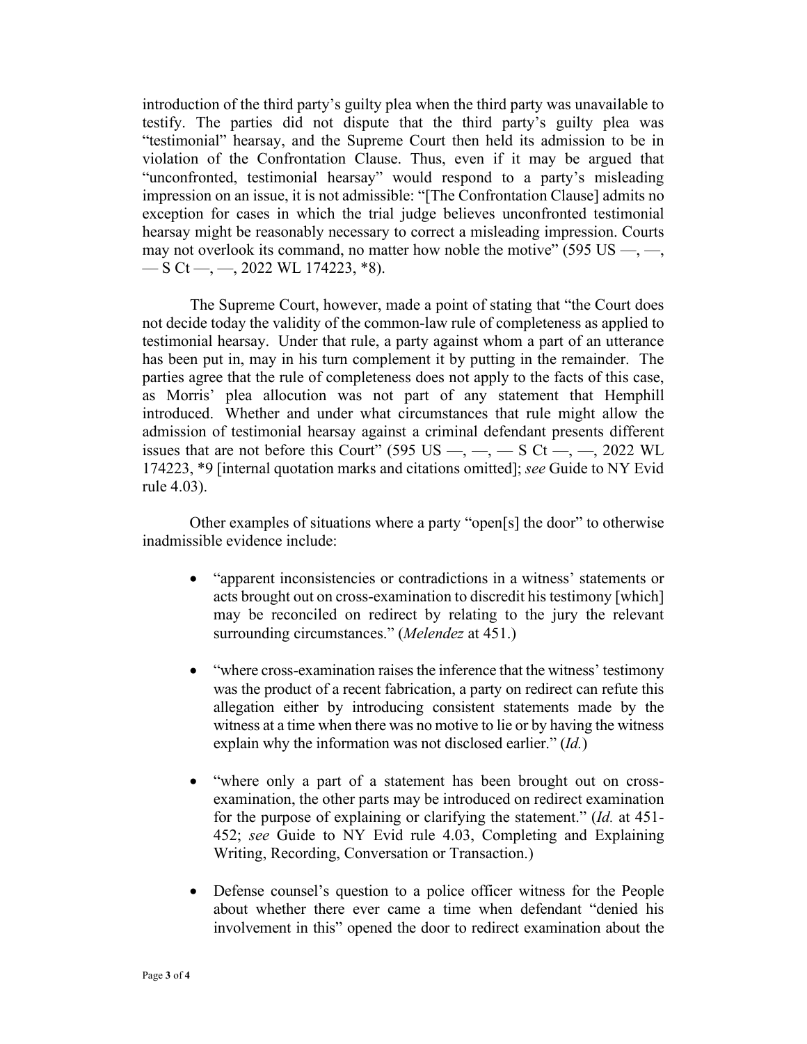introduction of the third party's guilty plea when the third party was unavailable to testify. The parties did not dispute that the third party's guilty plea was "testimonial" hearsay, and the Supreme Court then held its admission to be in violation of the Confrontation Clause. Thus, even if it may be argued that "unconfronted, testimonial hearsay" would respond to a party's misleading impression on an issue, it is not admissible: "[The Confrontation Clause] admits no exception for cases in which the trial judge believes unconfronted testimonial hearsay might be reasonably necessary to correct a misleading impression. Courts may not overlook its command, no matter how noble the motive" (595 US —, —, — S Ct —, —, 2022 WL 174223, *8).

The Supreme Court, however, made a point of stating that "the Court does not decide today the validity of the common-law rule of completeness as applied to testimonial hearsay. Under that rule, a party against whom a part of an utterance has been put in, may in his turn complement it by putting in the remainder. The parties agree that the rule of completeness does not apply to the facts of this case, as Morris' plea allocution was not part of any statement that Hemphill introduced. Whether and under what circumstances that rule might allow the admission of testimonial hearsay against a criminal defendant presents different issues that are not before this Court" (595 US —, —, — S Ct —, —, 2022 WL 174223, *9 [internal quotation marks and citations omitted]; *see* Guide to NY Evid rule 4.03).

Other examples of situations where a party "open[s] the door" to otherwise inadmissible evidence include:

- "apparent inconsistencies or contradictions in a witness' statements or acts brought out on cross-examination to discredit his testimony [which] may be reconciled on redirect by relating to the jury the relevant surrounding circumstances." (*Melendez* at 451.)
- "where cross-examination raises the inference that the witness' testimony was the product of a recent fabrication, a party on redirect can refute this allegation either by introducing consistent statements made by the witness at a time when there was no motive to lie or by having the witness explain why the information was not disclosed earlier." (*Id.*)
- "where only a part of a statement has been brought out on cross-examination, the other parts may be introduced on redirect examination for the purpose of explaining or clarifying the statement." (*Id.* at 451-452; *see* Guide to NY Evid rule 4.03, Completing and Explaining Writing, Recording, Conversation or Transaction.)
- Defense counsel's question to a police officer witness for the People about whether there ever came a time when defendant "denied his involvement in this" opened the door to redirect examination about the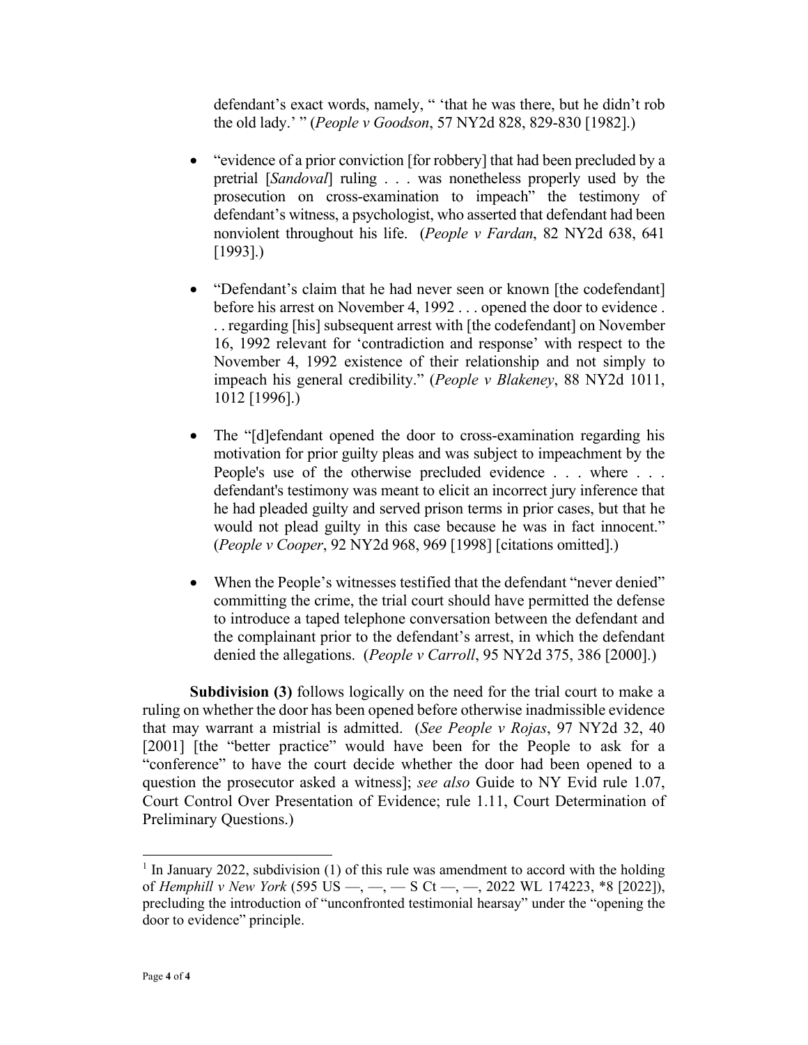defendant's exact words, namely, " 'that he was there, but he didn't rob the old lady.' " (*People v Goodson*, 57 NY2d 828, 829-830 [1982].)

- "evidence of a prior conviction [for robbery] that had been precluded by a pretrial [*Sandoval*] ruling . . . was nonetheless properly used by the prosecution on cross-examination to impeach" the testimony of defendant's witness, a psychologist, who asserted that defendant had been nonviolent throughout his life. (*People v Fardan*, 82 NY2d 638, 641 [1993].)

- "Defendant's claim that he had never seen or known [the codefendant] before his arrest on November 4, 1992 . . . opened the door to evidence . . . regarding [his] subsequent arrest with [the codefendant] on November 16, 1992 relevant for 'contradiction and response' with respect to the November 4, 1992 existence of their relationship and not simply to impeach his general credibility." (*People v Blakeney*, 88 NY2d 1011, 1012 [1996].)

- The "[d]efendant opened the door to cross-examination regarding his motivation for prior guilty pleas and was subject to impeachment by the People's use of the otherwise precluded evidence . . . where . . . defendant's testimony was meant to elicit an incorrect jury inference that he had pleaded guilty and served prison terms in prior cases, but that he would not plead guilty in this case because he was in fact innocent." (*People v Cooper*, 92 NY2d 968, 969 [1998] [citations omitted].)

- When the People's witnesses testified that the defendant "never denied" committing the crime, the trial court should have permitted the defense to introduce a taped telephone conversation between the defendant and the complainant prior to the defendant's arrest, in which the defendant denied the allegations. (*People v Carroll*, 95 NY2d 375, 386 [2000].)

**Subdivision (3)** follows logically on the need for the trial court to make a ruling on whether the door has been opened before otherwise inadmissible evidence that may warrant a mistrial is admitted. (*See People v Rojas*, 97 NY2d 32, 40 [2001] [the "better practice" would have been for the People to ask for a "conference" to have the court decide whether the door had been opened to a question the prosecutor asked a witness]; *see also* Guide to NY Evid rule 1.07, Court Control Over Presentation of Evidence; rule 1.11, Court Determination of Preliminary Questions.)

---

[1] In January 2022, subdivision (1) of this rule was amendment to accord with the holding of *Hemphill v New York* (595 US —, —, — S Ct —, —, 2022 WL 174223, *8 [2022]), precluding the introduction of "unconfronted testimonial hearsay" under the "opening the door to evidence" principle.